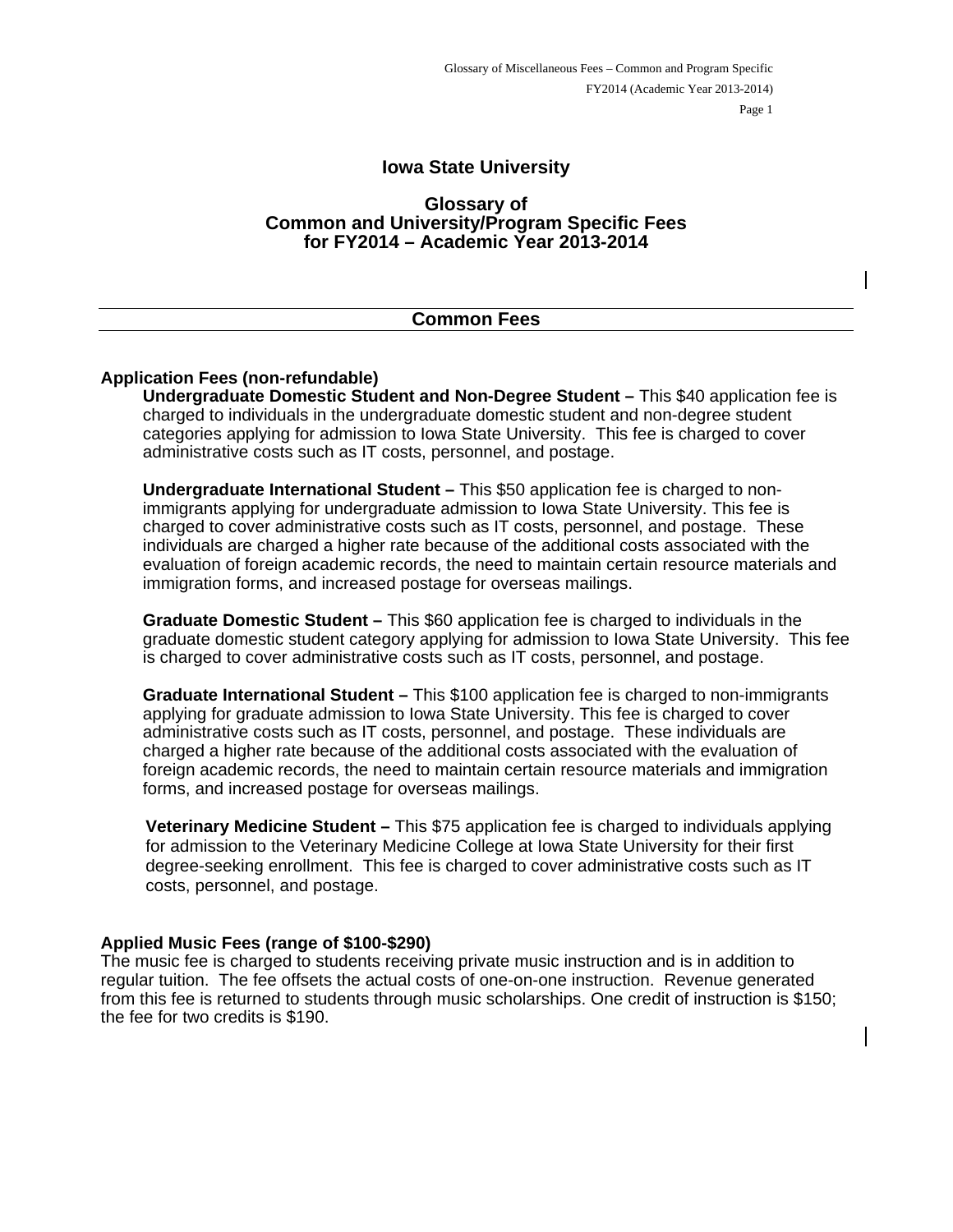# Iowa State University

## Glossary of Common and University/Program Specific Fees for FY2014 – Academic Year 2013-2014

## Common Fees

**Application Fees (non-refundable)**

**Undergraduate Domestic Student and Non-Degree Student –** This $40 application fee is charged to individuals in the undergraduate domestic student and non-degree student categories applying for admission to Iowa State University. This fee is charged to cover administrative costs such as IT costs, personnel, and postage.

**Undergraduate International Student –** This $50 application fee is charged to non-immigrants applying for undergraduate admission to Iowa State University. This fee is charged to cover administrative costs such as IT costs, personnel, and postage. These individuals are charged a higher rate because of the additional costs associated with the evaluation of foreign academic records, the need to maintain certain resource materials and immigration forms, and increased postage for overseas mailings.

**Graduate Domestic Student –** This $60 application fee is charged to individuals in the graduate domestic student category applying for admission to Iowa State University. This fee is charged to cover administrative costs such as IT costs, personnel, and postage.

**Graduate International Student –** This $100 application fee is charged to non-immigrants applying for graduate admission to Iowa State University. This fee is charged to cover administrative costs such as IT costs, personnel, and postage. These individuals are charged a higher rate because of the additional costs associated with the evaluation of foreign academic records, the need to maintain certain resource materials and immigration forms, and increased postage for overseas mailings.

**Veterinary Medicine Student –** This $75 application fee is charged to individuals applying for admission to the Veterinary Medicine College at Iowa State University for their first degree-seeking enrollment. This fee is charged to cover administrative costs such as IT costs, personnel, and postage.

**Applied Music Fees (range of $100-$290)**

The music fee is charged to students receiving private music instruction and is in addition to regular tuition. The fee offsets the actual costs of one-on-one instruction. Revenue generated from this fee is returned to students through music scholarships. One credit of instruction is $150; the fee for two credits is $190.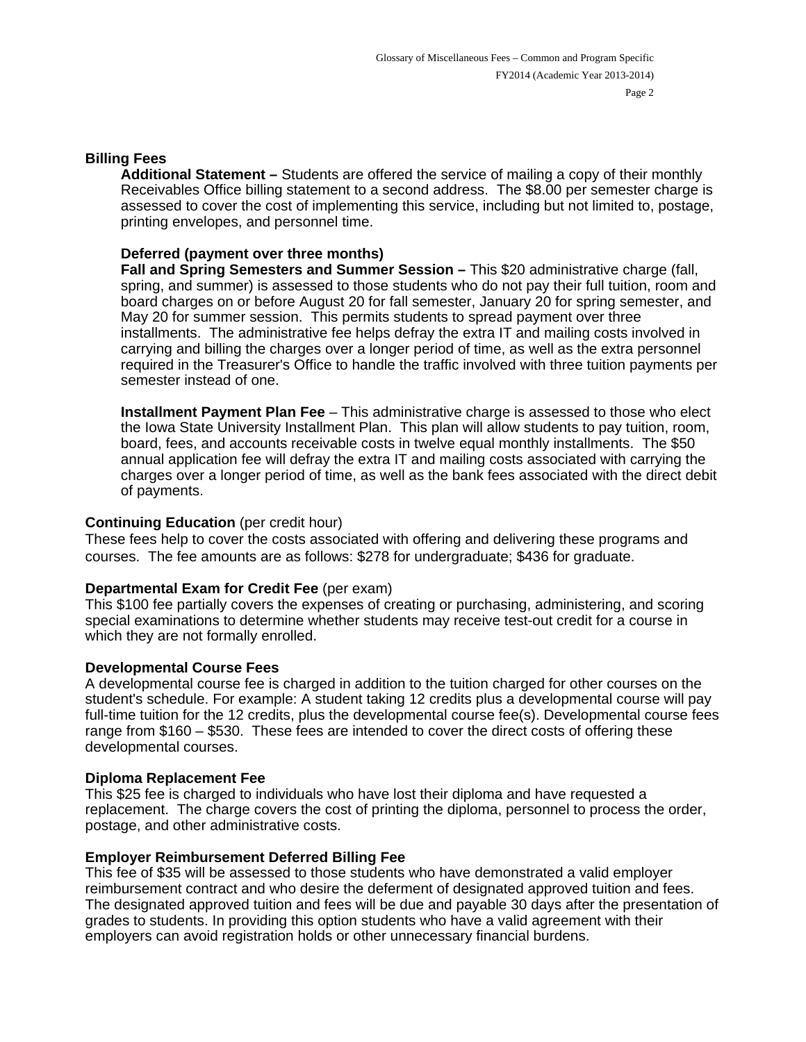## Billing Fees

**Additional Statement –** Students are offered the service of mailing a copy of their monthly Receivables Office billing statement to a second address. The $8.00 per semester charge is assessed to cover the cost of implementing this service, including but not limited to, postage, printing envelopes, and personnel time.

**Deferred (payment over three months)**
**Fall and Spring Semesters and Summer Session –** This $20 administrative charge (fall, spring, and summer) is assessed to those students who do not pay their full tuition, room and board charges on or before August 20 for fall semester, January 20 for spring semester, and May 20 for summer session. This permits students to spread payment over three installments. The administrative fee helps defray the extra IT and mailing costs involved in carrying and billing the charges over a longer period of time, as well as the extra personnel required in the Treasurer's Office to handle the traffic involved with three tuition payments per semester instead of one.

**Installment Payment Plan Fee** – This administrative charge is assessed to those who elect the Iowa State University Installment Plan. This plan will allow students to pay tuition, room, board, fees, and accounts receivable costs in twelve equal monthly installments. The $50 annual application fee will defray the extra IT and mailing costs associated with carrying the charges over a longer period of time, as well as the bank fees associated with the direct debit of payments.

**Continuing Education** (per credit hour)
These fees help to cover the costs associated with offering and delivering these programs and courses. The fee amounts are as follows: $278 for undergraduate; $436 for graduate.

**Departmental Exam for Credit Fee** (per exam)
This $100 fee partially covers the expenses of creating or purchasing, administering, and scoring special examinations to determine whether students may receive test-out credit for a course in which they are not formally enrolled.

**Developmental Course Fees**
A developmental course fee is charged in addition to the tuition charged for other courses on the student's schedule. For example: A student taking 12 credits plus a developmental course will pay full-time tuition for the 12 credits, plus the developmental course fee(s). Developmental course fees range from $160 – $530. These fees are intended to cover the direct costs of offering these developmental courses.

**Diploma Replacement Fee**
This $25 fee is charged to individuals who have lost their diploma and have requested a replacement. The charge covers the cost of printing the diploma, personnel to process the order, postage, and other administrative costs.

**Employer Reimbursement Deferred Billing Fee**
This fee of $35 will be assessed to those students who have demonstrated a valid employer reimbursement contract and who desire the deferment of designated approved tuition and fees. The designated approved tuition and fees will be due and payable 30 days after the presentation of grades to students. In providing this option students who have a valid agreement with their employers can avoid registration holds or other unnecessary financial burdens.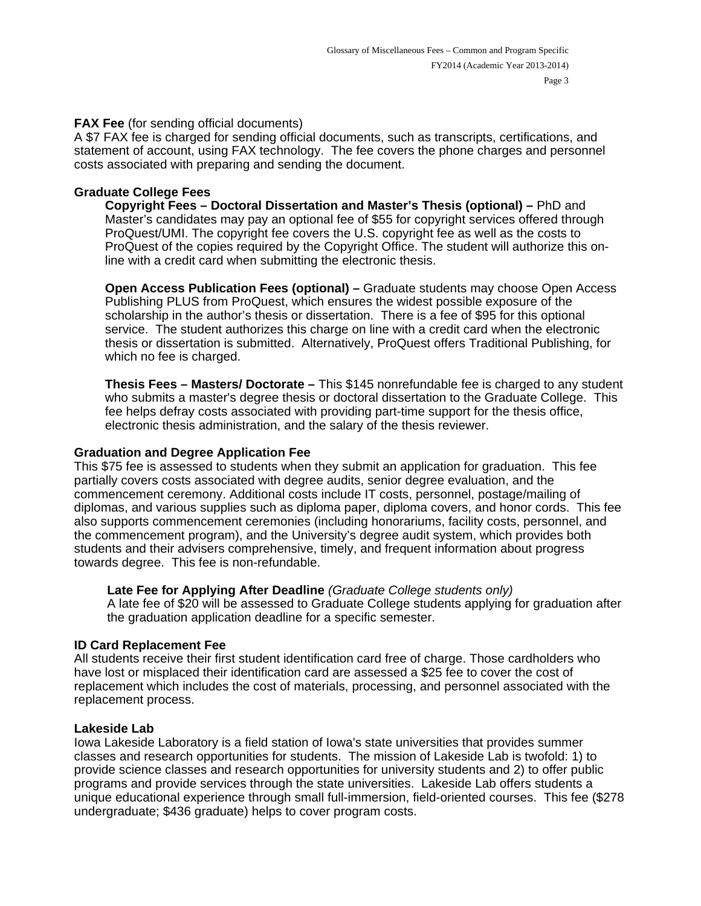**FAX Fee** (for sending official documents)
A $7 FAX fee is charged for sending official documents, such as transcripts, certifications, and statement of account, using FAX technology. The fee covers the phone charges and personnel costs associated with preparing and sending the document.

**Graduate College Fees**

**Copyright Fees – Doctoral Dissertation and Master's Thesis (optional) –** PhD and Master's candidates may pay an optional fee of $55 for copyright services offered through ProQuest/UMI. The copyright fee covers the U.S. copyright fee as well as the costs to ProQuest of the copies required by the Copyright Office. The student will authorize this on-line with a credit card when submitting the electronic thesis.

**Open Access Publication Fees (optional) –** Graduate students may choose Open Access Publishing PLUS from ProQuest, which ensures the widest possible exposure of the scholarship in the author's thesis or dissertation. There is a fee of $95 for this optional service. The student authorizes this charge on line with a credit card when the electronic thesis or dissertation is submitted. Alternatively, ProQuest offers Traditional Publishing, for which no fee is charged.

**Thesis Fees – Masters/ Doctorate –** This $145 nonrefundable fee is charged to any student who submits a master's degree thesis or doctoral dissertation to the Graduate College. This fee helps defray costs associated with providing part-time support for the thesis office, electronic thesis administration, and the salary of the thesis reviewer.

**Graduation and Degree Application Fee**
This $75 fee is assessed to students when they submit an application for graduation. This fee partially covers costs associated with degree audits, senior degree evaluation, and the commencement ceremony. Additional costs include IT costs, personnel, postage/mailing of diplomas, and various supplies such as diploma paper, diploma covers, and honor cords. This fee also supports commencement ceremonies (including honorariums, facility costs, personnel, and the commencement program), and the University's degree audit system, which provides both students and their advisers comprehensive, timely, and frequent information about progress towards degree. This fee is non-refundable.

**Late Fee for Applying After Deadline** *(Graduate College students only)*
A late fee of $20 will be assessed to Graduate College students applying for graduation after the graduation application deadline for a specific semester.

**ID Card Replacement Fee**
All students receive their first student identification card free of charge. Those cardholders who have lost or misplaced their identification card are assessed a $25 fee to cover the cost of replacement which includes the cost of materials, processing, and personnel associated with the replacement process.

**Lakeside Lab**
Iowa Lakeside Laboratory is a field station of Iowa's state universities that provides summer classes and research opportunities for students. The mission of Lakeside Lab is twofold: 1) to provide science classes and research opportunities for university students and 2) to offer public programs and provide services through the state universities. Lakeside Lab offers students a unique educational experience through small full-immersion, field-oriented courses. This fee ($278 undergraduate; $436 graduate) helps to cover program costs.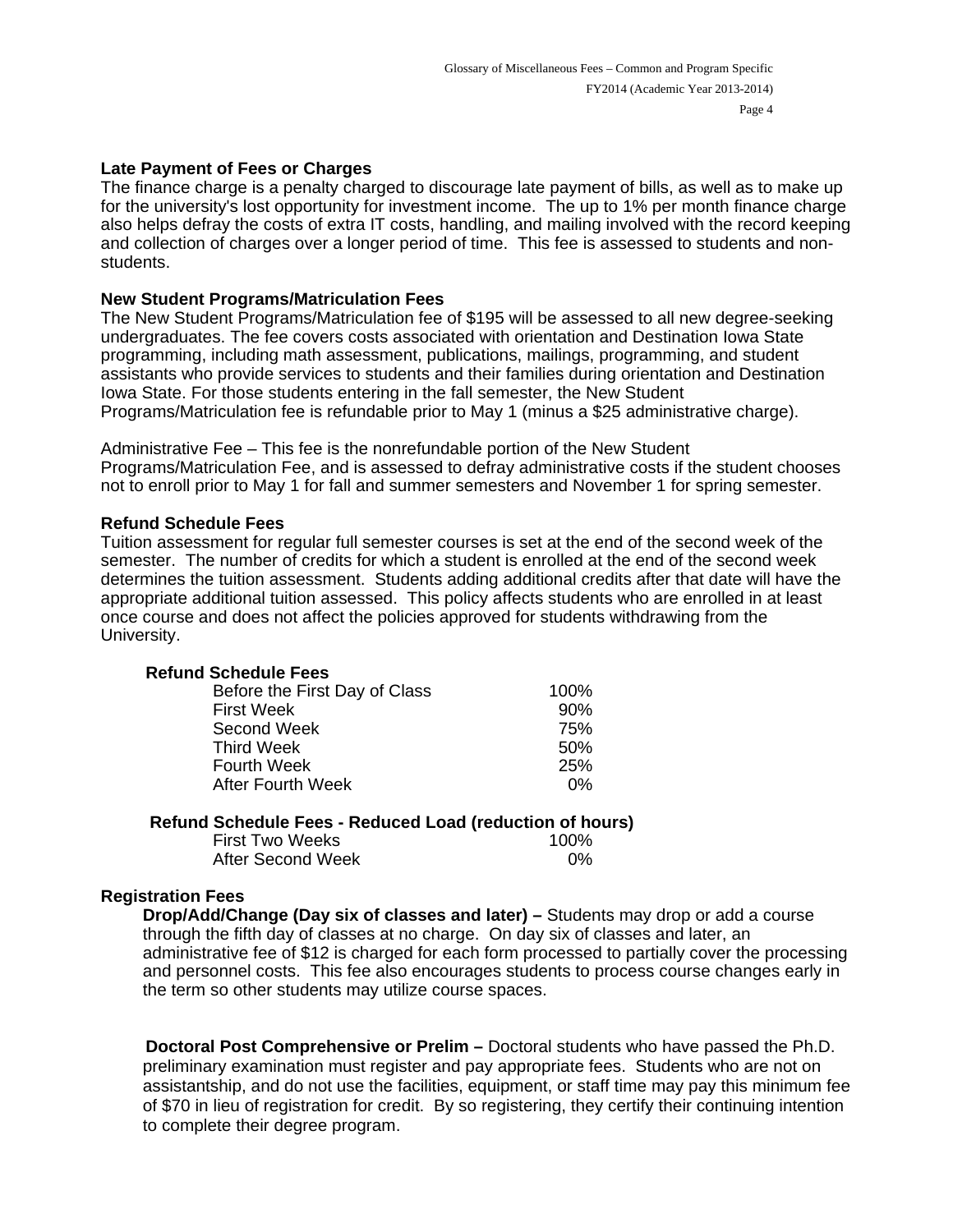**Late Payment of Fees or Charges**
The finance charge is a penalty charged to discourage late payment of bills, as well as to make up for the university's lost opportunity for investment income. The up to 1% per month finance charge also helps defray the costs of extra IT costs, handling, and mailing involved with the record keeping and collection of charges over a longer period of time. This fee is assessed to students and non-students.

**New Student Programs/Matriculation Fees**
The New Student Programs/Matriculation fee of $195 will be assessed to all new degree-seeking undergraduates. The fee covers costs associated with orientation and Destination Iowa State programming, including math assessment, publications, mailings, programming, and student assistants who provide services to students and their families during orientation and Destination Iowa State. For those students entering in the fall semester, the New Student Programs/Matriculation fee is refundable prior to May 1 (minus a $25 administrative charge).

Administrative Fee – This fee is the nonrefundable portion of the New Student Programs/Matriculation Fee, and is assessed to defray administrative costs if the student chooses not to enroll prior to May 1 for fall and summer semesters and November 1 for spring semester.

**Refund Schedule Fees**
Tuition assessment for regular full semester courses is set at the end of the second week of the semester. The number of credits for which a student is enrolled at the end of the second week determines the tuition assessment. Students adding additional credits after that date will have the appropriate additional tuition assessed. This policy affects students who are enrolled in at least once course and does not affect the policies approved for students withdrawing from the University.

| **Refund Schedule Fees** | |
|---|---|
| Before the First Day of Class | 100% |
| First Week | 90% |
| Second Week | 75% |
| Third Week | 50% |
| Fourth Week | 25% |
| After Fourth Week | 0% |

| **Refund Schedule Fees - Reduced Load (reduction of hours)** | |
|---|---|
| First Two Weeks | 100% |
| After Second Week | 0% |

**Registration Fees**

**Drop/Add/Change (Day six of classes and later) –** Students may drop or add a course through the fifth day of classes at no charge. On day six of classes and later, an administrative fee of $12 is charged for each form processed to partially cover the processing and personnel costs. This fee also encourages students to process course changes early in the term so other students may utilize course spaces.

**Doctoral Post Comprehensive or Prelim –** Doctoral students who have passed the Ph.D. preliminary examination must register and pay appropriate fees. Students who are not on assistantship, and do not use the facilities, equipment, or staff time may pay this minimum fee of $70 in lieu of registration for credit. By so registering, they certify their continuing intention to complete their degree program.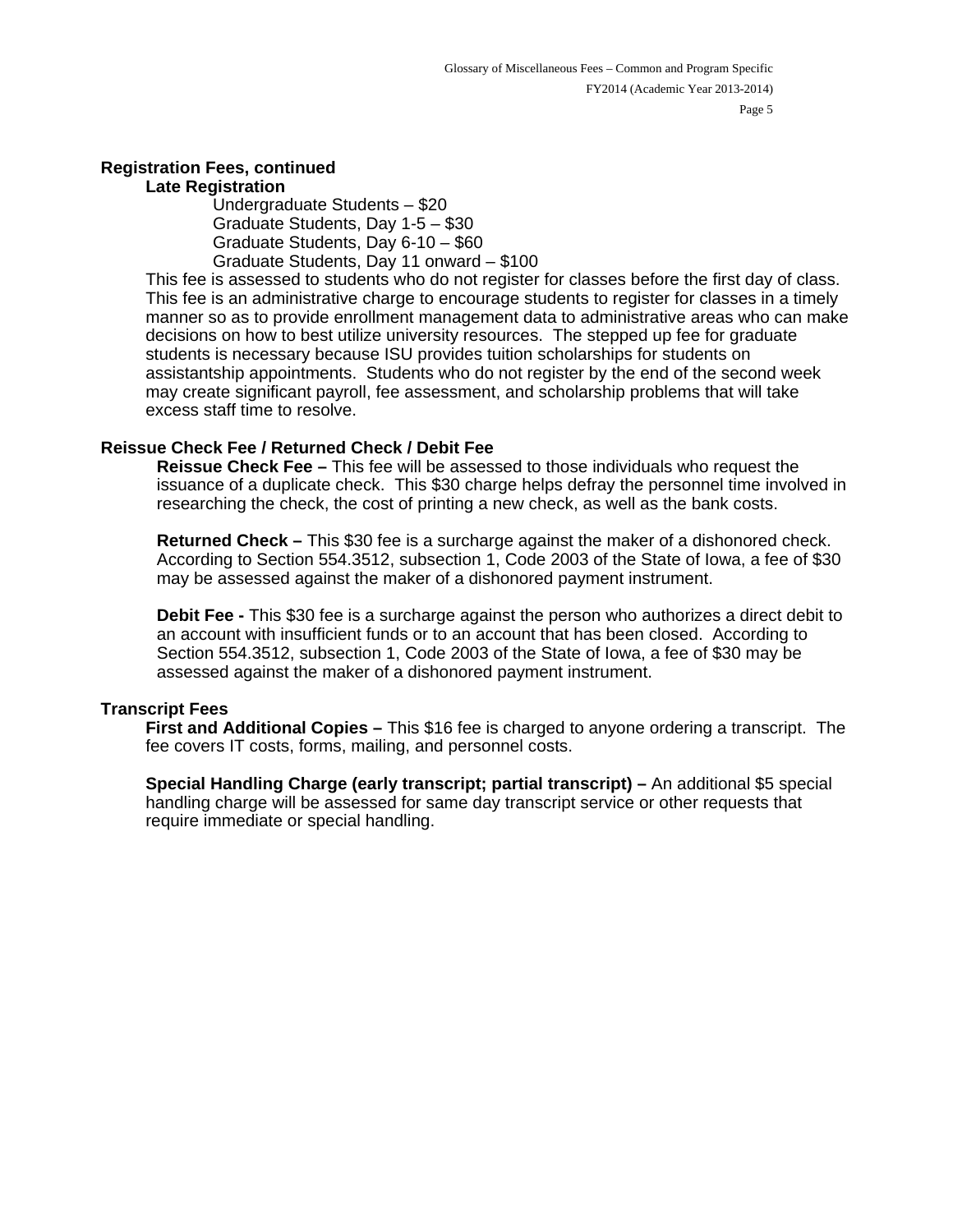## Registration Fees, continued

### Late Registration

Undergraduate Students – $20
Graduate Students, Day 1-5 – $30
Graduate Students, Day 6-10 – $60
Graduate Students, Day 11 onward – $100

This fee is assessed to students who do not register for classes before the first day of class. This fee is an administrative charge to encourage students to register for classes in a timely manner so as to provide enrollment management data to administrative areas who can make decisions on how to best utilize university resources. The stepped up fee for graduate students is necessary because ISU provides tuition scholarships for students on assistantship appointments. Students who do not register by the end of the second week may create significant payroll, fee assessment, and scholarship problems that will take excess staff time to resolve.

## Reissue Check Fee / Returned Check / Debit Fee

**Reissue Check Fee –** This fee will be assessed to those individuals who request the issuance of a duplicate check. This $30 charge helps defray the personnel time involved in researching the check, the cost of printing a new check, as well as the bank costs.

**Returned Check –** This $30 fee is a surcharge against the maker of a dishonored check. According to Section 554.3512, subsection 1, Code 2003 of the State of Iowa, a fee of $30 may be assessed against the maker of a dishonored payment instrument.

**Debit Fee -** This $30 fee is a surcharge against the person who authorizes a direct debit to an account with insufficient funds or to an account that has been closed. According to Section 554.3512, subsection 1, Code 2003 of the State of Iowa, a fee of $30 may be assessed against the maker of a dishonored payment instrument.

## Transcript Fees

**First and Additional Copies –** This $16 fee is charged to anyone ordering a transcript. The fee covers IT costs, forms, mailing, and personnel costs.

**Special Handling Charge (early transcript; partial transcript) –** An additional $5 special handling charge will be assessed for same day transcript service or other requests that require immediate or special handling.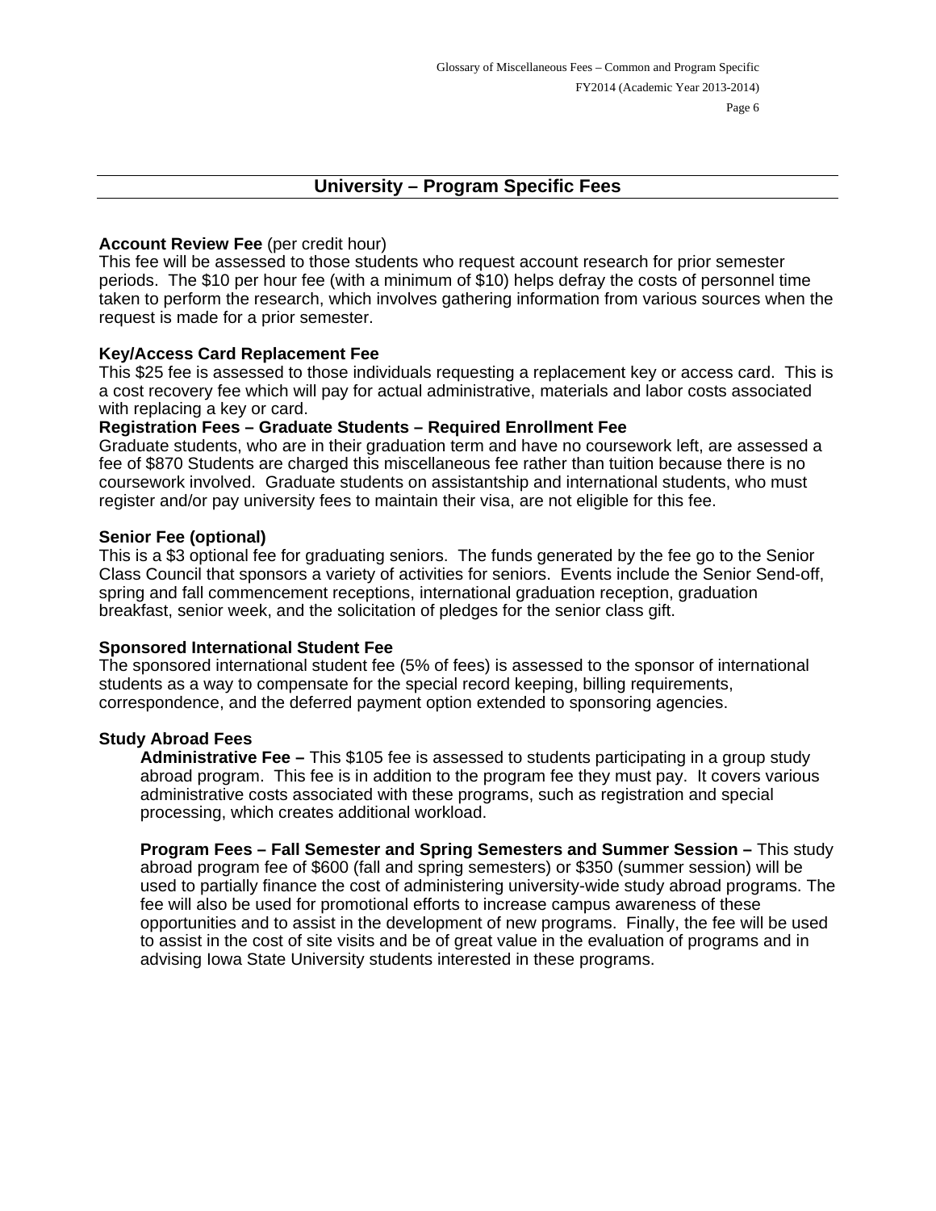## University – Program Specific Fees

**Account Review Fee** (per credit hour)
This fee will be assessed to those students who request account research for prior semester periods. The $10 per hour fee (with a minimum of $10) helps defray the costs of personnel time taken to perform the research, which involves gathering information from various sources when the request is made for a prior semester.

**Key/Access Card Replacement Fee**
This $25 fee is assessed to those individuals requesting a replacement key or access card. This is a cost recovery fee which will pay for actual administrative, materials and labor costs associated with replacing a key or card.

**Registration Fees – Graduate Students – Required Enrollment Fee**
Graduate students, who are in their graduation term and have no coursework left, are assessed a fee of $870 Students are charged this miscellaneous fee rather than tuition because there is no coursework involved. Graduate students on assistantship and international students, who must register and/or pay university fees to maintain their visa, are not eligible for this fee.

**Senior Fee (optional)**
This is a $3 optional fee for graduating seniors. The funds generated by the fee go to the Senior Class Council that sponsors a variety of activities for seniors. Events include the Senior Send-off, spring and fall commencement receptions, international graduation reception, graduation breakfast, senior week, and the solicitation of pledges for the senior class gift.

**Sponsored International Student Fee**
The sponsored international student fee (5% of fees) is assessed to the sponsor of international students as a way to compensate for the special record keeping, billing requirements, correspondence, and the deferred payment option extended to sponsoring agencies.

**Study Abroad Fees**

**Administrative Fee –** This $105 fee is assessed to students participating in a group study abroad program. This fee is in addition to the program fee they must pay. It covers various administrative costs associated with these programs, such as registration and special processing, which creates additional workload.

**Program Fees – Fall Semester and Spring Semesters and Summer Session –** This study abroad program fee of $600 (fall and spring semesters) or $350 (summer session) will be used to partially finance the cost of administering university-wide study abroad programs. The fee will also be used for promotional efforts to increase campus awareness of these opportunities and to assist in the development of new programs. Finally, the fee will be used to assist in the cost of site visits and be of great value in the evaluation of programs and in advising Iowa State University students interested in these programs.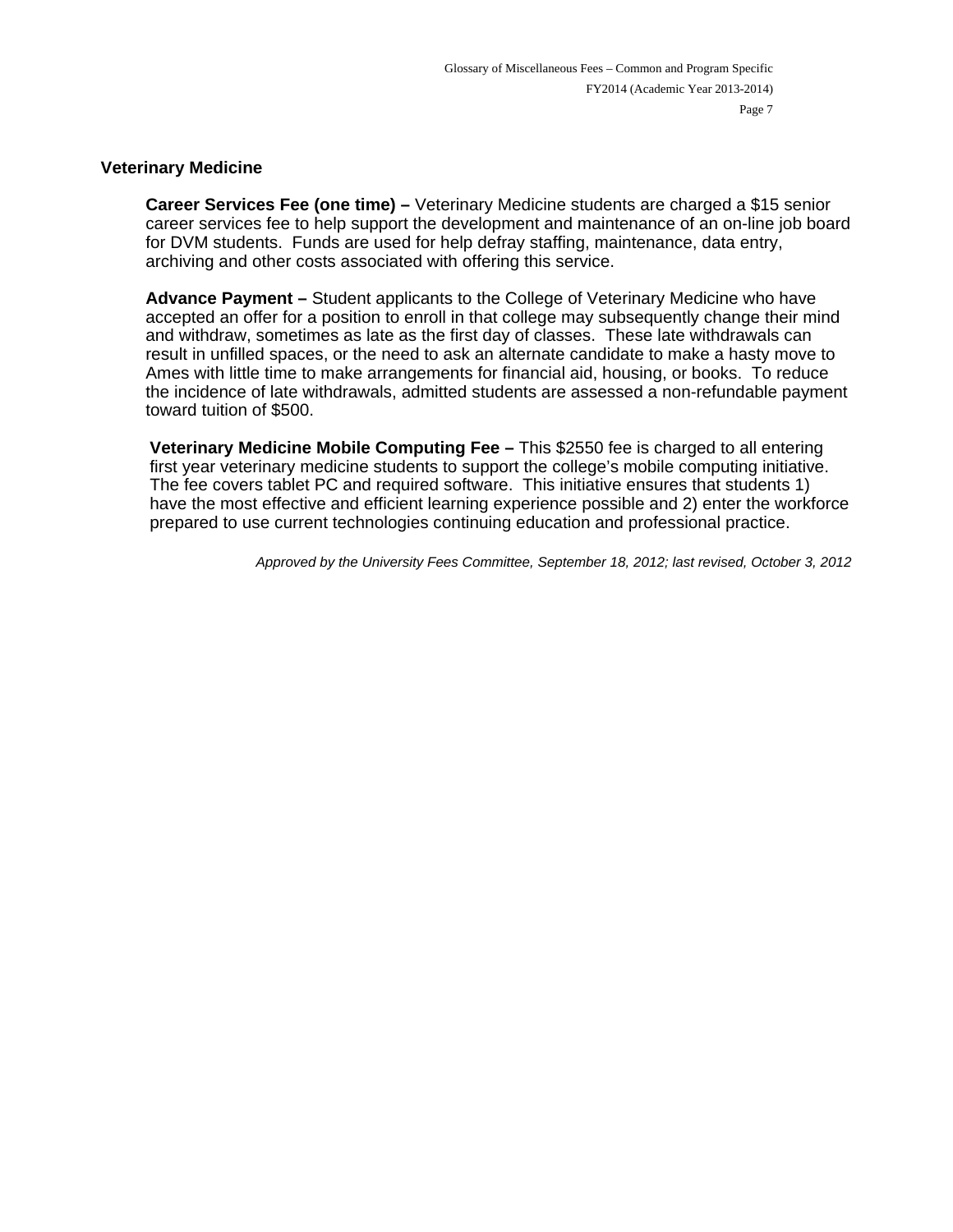## Veterinary Medicine

**Career Services Fee (one time) –** Veterinary Medicine students are charged a $15 senior career services fee to help support the development and maintenance of an on-line job board for DVM students. Funds are used for help defray staffing, maintenance, data entry, archiving and other costs associated with offering this service.

**Advance Payment –** Student applicants to the College of Veterinary Medicine who have accepted an offer for a position to enroll in that college may subsequently change their mind and withdraw, sometimes as late as the first day of classes. These late withdrawals can result in unfilled spaces, or the need to ask an alternate candidate to make a hasty move to Ames with little time to make arrangements for financial aid, housing, or books. To reduce the incidence of late withdrawals, admitted students are assessed a non-refundable payment toward tuition of $500.

**Veterinary Medicine Mobile Computing Fee –** This $2550 fee is charged to all entering first year veterinary medicine students to support the college's mobile computing initiative. The fee covers tablet PC and required software. This initiative ensures that students 1) have the most effective and efficient learning experience possible and 2) enter the workforce prepared to use current technologies continuing education and professional practice.

*Approved by the University Fees Committee, September 18, 2012; last revised, October 3, 2012*